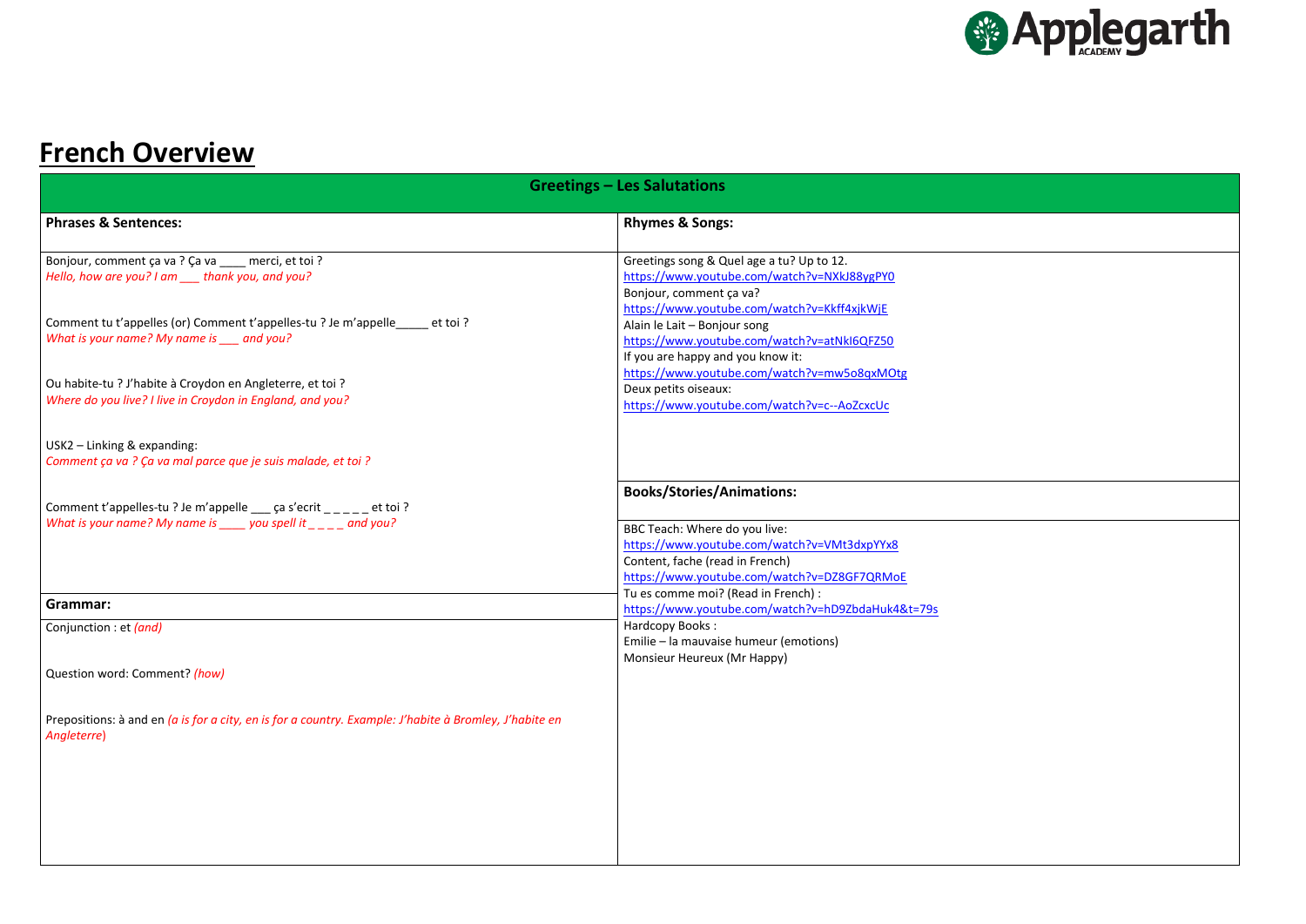# French Overview

## Greetings – Les Salutations

### Phrases & Sentences:

Bonjour, comment ça va ? Ça va ____ merci, et toi ?
*Hello, how are you? I am ___ thank you, and you?*

Comment tu t'appelles (or) Comment t'appelles-tu ? Je m'appelle_____ et toi ?
*What is your name? My name is ___ and you?*

Ou habite-tu ? J'habite à Croydon en Angleterre, et toi ?
*Where do you live? I live in Croydon in England, and you?*

USK2 – Linking & expanding:
*Comment ça va ? Ça va mal parce que je suis malade, et toi ?*

Comment t'appelles-tu ? Je m'appelle ___ ça s'ecrit _ _ _ _ _ et toi ?
*What is your name? My name is ____ you spell it _ _ _ _ and you?*

### Grammar:

Conjunction : et *(and)*

Question word: Comment? *(how)*

Prepositions: à and en *(a is for a city, en is for a country. Example: J'habite à Bromley, J'habite en Angleterre)*

### Rhymes & Songs:

Greetings song & Quel age a tu? Up to 12.
https://www.youtube.com/watch?v=NXkJ88ygPY0
Bonjour, comment ça va?
https://www.youtube.com/watch?v=Kkff4xjkWjE
Alain le Lait – Bonjour song
https://www.youtube.com/watch?v=atNkI6QFZ50
If you are happy and you know it:
https://www.youtube.com/watch?v=mw5o8qxMOtg
Deux petits oiseaux:
https://www.youtube.com/watch?v=c--AoZcxcUc

### Books/Stories/Animations:

BBC Teach: Where do you live:
https://www.youtube.com/watch?v=VMt3dxpYYx8
Content, fache (read in French)
https://www.youtube.com/watch?v=DZ8GF7QRMoE
Tu es comme moi? (Read in French) :
https://www.youtube.com/watch?v=hD9ZbdaHuk4&t=79s
Hardcopy Books :
Emilie – la mauvaise humeur (emotions)
Monsieur Heureux (Mr Happy)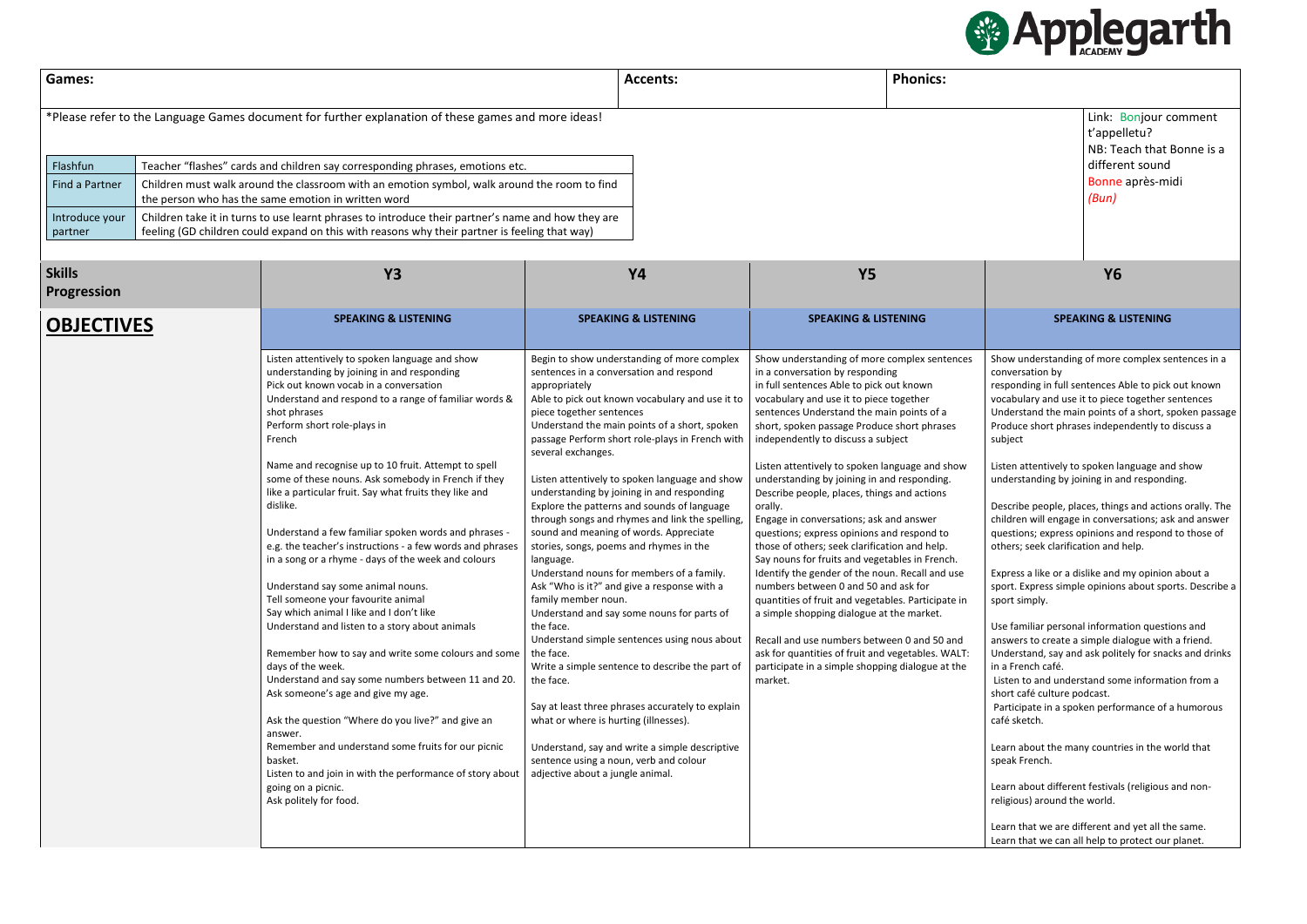| Games: | Accents: | Phonics: |
|---|---|---|

*Please refer to the Language Games document for further explanation of these games and more ideas!

| | |
|---|---|
| Flashfun | Teacher "flashes" cards and children say corresponding phrases, emotions etc. |
| Find a Partner | Children must walk around the classroom with an emotion symbol, walk around the room to find the person who has the same emotion in written word |
| Introduce your partner | Children take it in turns to use learnt phrases to introduce their partner's name and how they are feeling (GD children could expand on this with reasons why their partner is feeling that way) |

Link: Bonjour comment t'appelletu?
NB: Teach that Bonne is a different sound
Bonne après-midi
*(Bun)*

| Skills Progression | Y3 | Y4 | Y5 | Y6 |
|---|---|---|---|---|
| **OBJECTIVES** | **SPEAKING & LISTENING** | **SPEAKING & LISTENING** | **SPEAKING & LISTENING** | **SPEAKING & LISTENING** |
| | Listen attentively to spoken language and show understanding by joining in and responding<br>Pick out known vocab in a conversation<br>Understand and respond to a range of familiar words & shot phrases<br>Perform short role-plays in French<br><br>Name and recognise up to 10 fruit. Attempt to spell some of these nouns. Ask somebody in French if they like a particular fruit. Say what fruits they like and dislike.<br><br>Understand a few familiar spoken words and phrases - e.g. the teacher's instructions - a few words and phrases in a song or a rhyme - days of the week and colours<br><br>Understand say some animal nouns.<br>Tell someone your favourite animal<br>Say which animal I like and I don't like<br>Understand and listen to a story about animals<br><br>Remember how to say and write some colours and some days of the week.<br>Understand and say some numbers between 11 and 20.<br>Ask someone's age and give my age.<br><br>Ask the question "Where do you live?" and give an answer.<br>Remember and understand some fruits for our picnic basket.<br>Listen to and join in with the performance of story about going on a picnic.<br>Ask politely for food. | Begin to show understanding of more complex sentences in a conversation and respond appropriately<br>Able to pick out known vocabulary and use it to piece together sentences<br>Understand the main points of a short, spoken passage Perform short role-plays in French with several exchanges.<br><br>Listen attentively to spoken language and show understanding by joining in and responding<br>Explore the patterns and sounds of language through songs and rhymes and link the spelling, sound and meaning of words. Appreciate stories, songs, poems and rhymes in the language.<br>Understand nouns for members of a family.<br>Ask "Who is it?" and give a response with a family member noun.<br>Understand and say some nouns for parts of the face.<br>Understand simple sentences using nous about the face.<br>Write a simple sentence to describe the part of the face.<br><br>Say at least three phrases accurately to explain what or where is hurting (illnesses).<br><br>Understand, say and write a simple descriptive sentence using a noun, verb and colour adjective about a jungle animal. | Show understanding of more complex sentences in a conversation by responding in full sentences Able to pick out known vocabulary and use it to piece together sentences Understand the main points of a short, spoken passage Produce short phrases independently to discuss a subject<br><br>Listen attentively to spoken language and show understanding by joining in and responding.<br>Describe people, places, things and actions orally.<br>Engage in conversations; ask and answer questions; express opinions and respond to those of others; seek clarification and help.<br>Say nouns for fruits and vegetables in French.<br>Identify the gender of the noun. Recall and use numbers between 0 and 50 and ask for quantities of fruit and vegetables. Participate in a simple shopping dialogue at the market.<br><br>Recall and use numbers between 0 and 50 and ask for quantities of fruit and vegetables. WALT: participate in a simple shopping dialogue at the market. | Show understanding of more complex sentences in a conversation by responding in full sentences Able to pick out known vocabulary and use it to piece together sentences Understand the main points of a short, spoken passage Produce short phrases independently to discuss a subject<br><br>Listen attentively to spoken language and show understanding by joining in and responding.<br><br>Describe people, places, things and actions orally. The children will engage in conversations; ask and answer questions; express opinions and respond to those of others; seek clarification and help.<br><br>Express a like or a dislike and my opinion about a sport. Express simple opinions about sports. Describe a sport simply.<br><br>Use familiar personal information questions and answers to create a simple dialogue with a friend.<br>Understand, say and ask politely for snacks and drinks in a French café.<br>Listen to and understand some information from a short café culture podcast.<br>Participate in a spoken performance of a humorous café sketch.<br><br>Learn about the many countries in the world that speak French.<br><br>Learn about different festivals (religious and non-religious) around the world.<br><br>Learn that we are different and yet all the same.<br>Learn that we can all help to protect our planet. |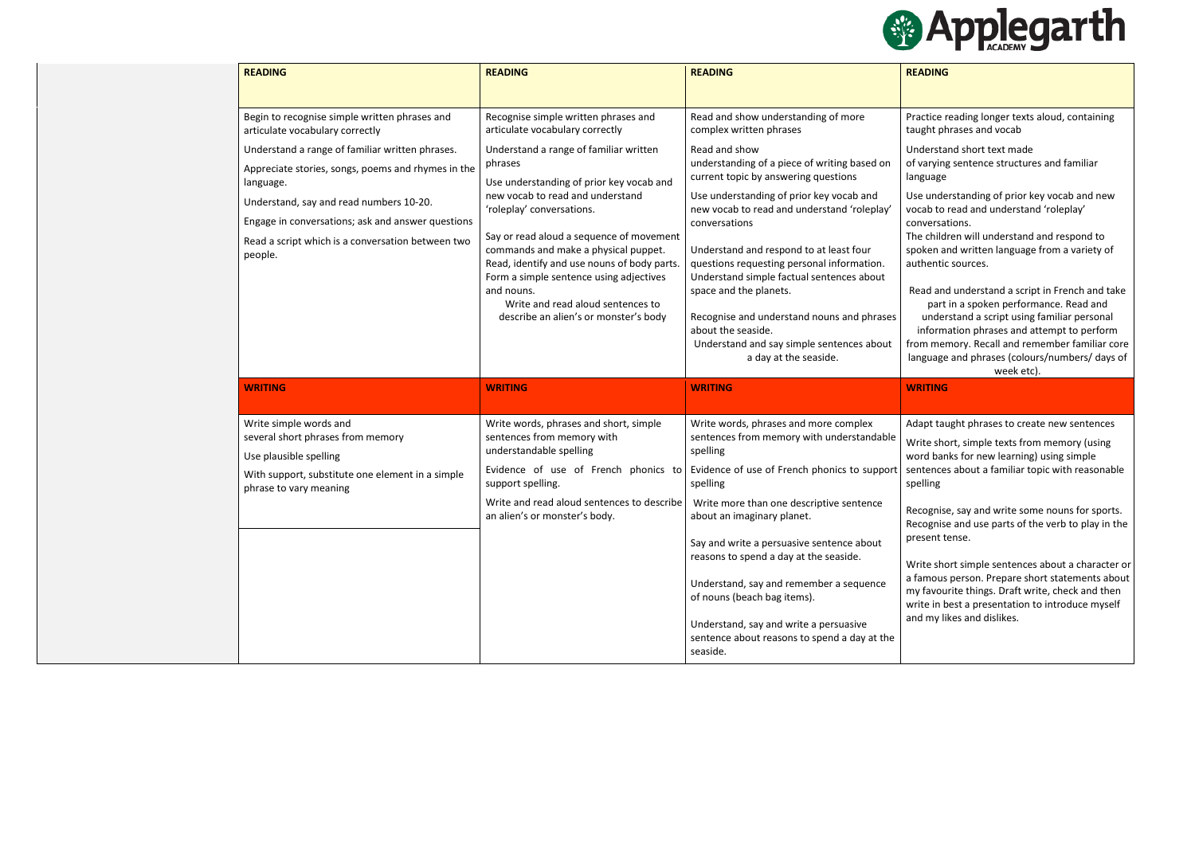| | | | | |
|---|---|---|---|---|
| | **READING** | **READING** | **READING** | **READING** |
| | Begin to recognise simple written phrases and articulate vocabulary correctly<br><br>Understand a range of familiar written phrases.<br><br>Appreciate stories, songs, poems and rhymes in the language.<br><br>Understand, say and read numbers 10-20.<br><br>Engage in conversations; ask and answer questions<br><br>Read a script which is a conversation between two people. | Recognise simple written phrases and articulate vocabulary correctly<br><br>Understand a range of familiar written phrases<br><br>Use understanding of prior key vocab and new vocab to read and understand 'roleplay' conversations.<br><br>Say or read aloud a sequence of movement commands and make a physical puppet. Read, identify and use nouns of body parts. Form a simple sentence using adjectives and nouns.<br><br>Write and read aloud sentences to describe an alien's or monster's body | Read and show understanding of more complex written phrases<br><br>Read and show understanding of a piece of writing based on current topic by answering questions<br><br>Use understanding of prior key vocab and new vocab to read and understand 'roleplay' conversations<br><br>Understand and respond to at least four questions requesting personal information. Understand simple factual sentences about space and the planets.<br><br>Recognise and understand nouns and phrases about the seaside.<br><br>Understand and say simple sentences about a day at the seaside. | Practice reading longer texts aloud, containing taught phrases and vocab<br><br>Understand short text made of varying sentence structures and familiar language<br><br>Use understanding of prior key vocab and new vocab to read and understand 'roleplay' conversations.<br>The children will understand and respond to spoken and written language from a variety of authentic sources.<br><br>Read and understand a script in French and take part in a spoken performance. Read and understand a script using familiar personal information phrases and attempt to perform from memory. Recall and remember familiar core language and phrases (colours/numbers/ days of week etc). |
| | **WRITING** | **WRITING** | **WRITING** | **WRITING** |
| | Write simple words and several short phrases from memory<br><br>Use plausible spelling<br><br>With support, substitute one element in a simple phrase to vary meaning | Write words, phrases and short, simple sentences from memory with understandable spelling<br><br>Evidence of use of French phonics to support spelling.<br><br>Write and read aloud sentences to describe an alien's or monster's body. | Write words, phrases and more complex sentences from memory with understandable spelling<br><br>Evidence of use of French phonics to support spelling<br><br>Write more than one descriptive sentence about an imaginary planet.<br><br>Say and write a persuasive sentence about reasons to spend a day at the seaside.<br><br>Understand, say and remember a sequence of nouns (beach bag items).<br><br>Understand, say and write a persuasive sentence about reasons to spend a day at the seaside. | Adapt taught phrases to create new sentences<br><br>Write short, simple texts from memory (using word banks for new learning) using simple sentences about a familiar topic with reasonable spelling<br><br>Recognise, say and write some nouns for sports. Recognise and use parts of the verb to play in the present tense.<br><br>Write short simple sentences about a character or a famous person. Prepare short statements about my favourite things. Draft write, check and then write in best a presentation to introduce myself and my likes and dislikes. |